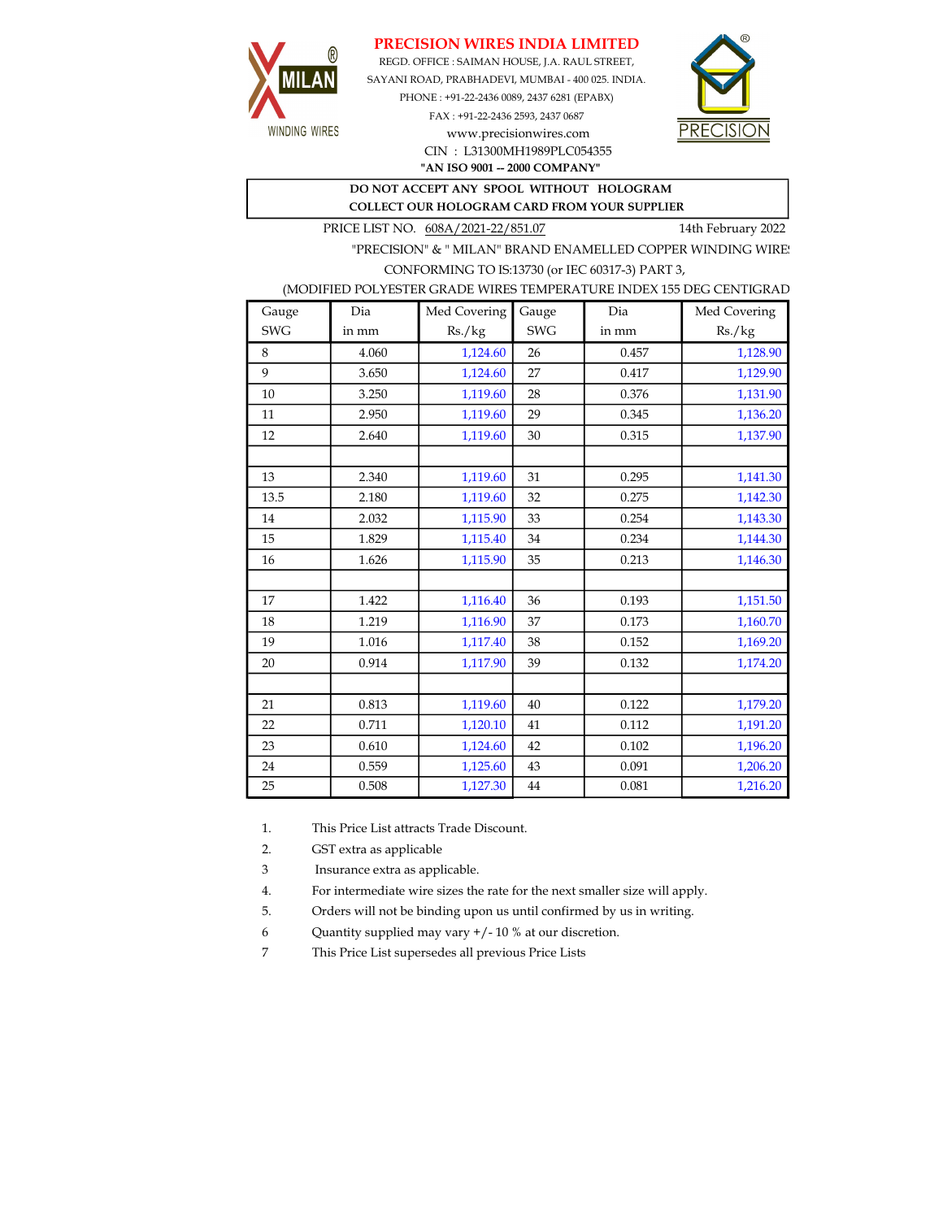MILAN® WINDING WIRES

# PRECISION WIRES INDIA LIMITED

REGD. OFFICE : SAIMAN HOUSE, J.A. RAUL STREET,
SAYANI ROAD, PRABHADEVI, MUMBAI - 400 025. INDIA.
PHONE : +91-22-2436 0089, 2437 6281 (EPABX)
FAX : +91-22-2436 2593, 2437 0687
www.precisionwires.com
CIN : L31300MH1989PLC054355
**"AN ISO 9001 -- 2000 COMPANY"**

PRECISION®

**DO NOT ACCEPT ANY SPOOL WITHOUT HOLOGRAM**
**COLLECT OUR HOLOGRAM CARD FROM YOUR SUPPLIER**

PRICE LIST NO. 608A/2021-22/851.07 14th February 2022

"PRECISION" & " MILAN" BRAND ENAMELLED COPPER WINDING WIRES
CONFORMING TO IS:13730 (or IEC 60317-3) PART 3,
(MODIFIED POLYESTER GRADE WIRES TEMPERATURE INDEX 155 DEG CENTIGRADE

| Gauge SWG | Dia in mm | Med Covering Rs./kg | Gauge SWG | Dia in mm | Med Covering Rs./kg |
|---|---|---|---|---|---|
| 8 | 4.060 | 1,124.60 | 26 | 0.457 | 1,128.90 |
| 9 | 3.650 | 1,124.60 | 27 | 0.417 | 1,129.90 |
| 10 | 3.250 | 1,119.60 | 28 | 0.376 | 1,131.90 |
| 11 | 2.950 | 1,119.60 | 29 | 0.345 | 1,136.20 |
| 12 | 2.640 | 1,119.60 | 30 | 0.315 | 1,137.90 |
| | | | | | |
| 13 | 2.340 | 1,119.60 | 31 | 0.295 | 1,141.30 |
| 13.5 | 2.180 | 1,119.60 | 32 | 0.275 | 1,142.30 |
| 14 | 2.032 | 1,115.90 | 33 | 0.254 | 1,143.30 |
| 15 | 1.829 | 1,115.40 | 34 | 0.234 | 1,144.30 |
| 16 | 1.626 | 1,115.90 | 35 | 0.213 | 1,146.30 |
| | | | | | |
| 17 | 1.422 | 1,116.40 | 36 | 0.193 | 1,151.50 |
| 18 | 1.219 | 1,116.90 | 37 | 0.173 | 1,160.70 |
| 19 | 1.016 | 1,117.40 | 38 | 0.152 | 1,169.20 |
| 20 | 0.914 | 1,117.90 | 39 | 0.132 | 1,174.20 |
| | | | | | |
| 21 | 0.813 | 1,119.60 | 40 | 0.122 | 1,179.20 |
| 22 | 0.711 | 1,120.10 | 41 | 0.112 | 1,191.20 |
| 23 | 0.610 | 1,124.60 | 42 | 0.102 | 1,196.20 |
| 24 | 0.559 | 1,125.60 | 43 | 0.091 | 1,206.20 |
| 25 | 0.508 | 1,127.30 | 44 | 0.081 | 1,216.20 |

1. This Price List attracts Trade Discount.
2. GST extra as applicable
3 Insurance extra as applicable.
4. For intermediate wire sizes the rate for the next smaller size will apply.
5. Orders will not be binding upon us until confirmed by us in writing.
6 Quantity supplied may vary +/- 10 % at our discretion.
7 This Price List supersedes all previous Price Lists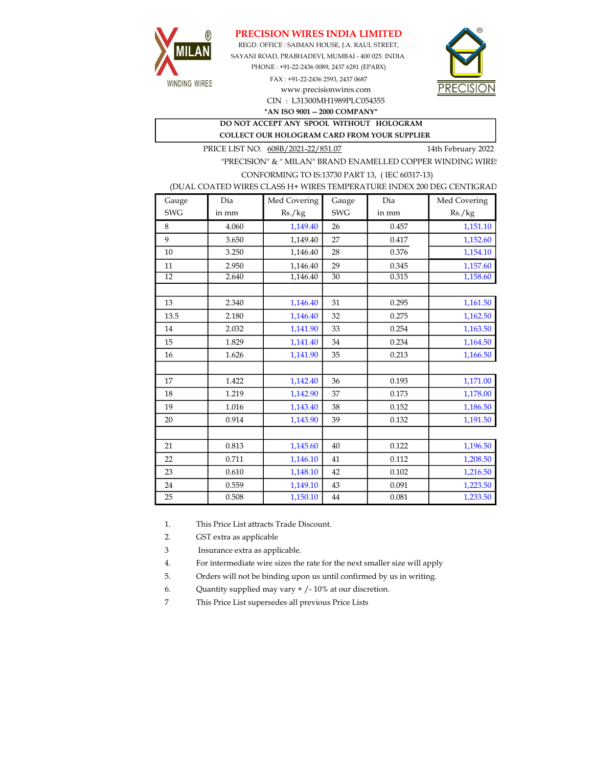# PRECISION WIRES INDIA LIMITED

MILAN® WINDING WIRES

REGD. OFFICE : SAIMAN HOUSE, J.A. RAUL STREET,
SAYANI ROAD, PRABHADEVI, MUMBAI - 400 025. INDIA.
PHONE : +91-22-2436 0089, 2437 6281 (EPABX)
FAX : +91-22-2436 2593, 2437 0687
www.precisionwires.com
CIN : L31300MH1989PLC054355
**"AN ISO 9001 -- 2000 COMPANY"**

PRECISION®

**DO NOT ACCEPT ANY SPOOL WITHOUT HOLOGRAM**
**COLLECT OUR HOLOGRAM CARD FROM YOUR SUPPLIER**

PRICE LIST NO. 608B/2021-22/851.07 14th February 2022

"PRECISION" & " MILAN" BRAND ENAMELLED COPPER WINDING WIRES

CONFORMING TO IS:13730 PART 13, ( IEC 60317-13)

(DUAL COATED WIRES CLASS H+ WIRES TEMPERATURE INDEX 200 DEG CENTIGRADE

| Gauge SWG | Dia in mm | Med Covering Rs./kg | Gauge SWG | Dia in mm | Med Covering Rs./kg |
|---|---|---|---|---|---|
| 8 | 4.060 | 1,149.40 | 26 | 0.457 | 1,151.10 |
| 9 | 3.650 | 1,149.40 | 27 | 0.417 | 1,152.60 |
| 10 | 3.250 | 1,146.40 | 28 | 0.376 | 1,154.10 |
| 11 | 2.950 | 1,146.40 | 29 | 0.345 | 1,157.60 |
| 12 | 2.640 | 1,146.40 | 30 | 0.315 | 1,158.60 |
| | | | | | |
| 13 | 2.340 | 1,146.40 | 31 | 0.295 | 1,161.50 |
| 13.5 | 2.180 | 1,146.40 | 32 | 0.275 | 1,162.50 |
| 14 | 2.032 | 1,141.90 | 33 | 0.254 | 1,163.50 |
| 15 | 1.829 | 1,141.40 | 34 | 0.234 | 1,164.50 |
| 16 | 1.626 | 1,141.90 | 35 | 0.213 | 1,166.50 |
| | | | | | |
| 17 | 1.422 | 1,142.40 | 36 | 0.193 | 1,171.00 |
| 18 | 1.219 | 1,142.90 | 37 | 0.173 | 1,178.00 |
| 19 | 1.016 | 1,143.40 | 38 | 0.152 | 1,186.50 |
| 20 | 0.914 | 1,143.90 | 39 | 0.132 | 1,191.50 |
| | | | | | |
| 21 | 0.813 | 1,145.60 | 40 | 0.122 | 1,196.50 |
| 22 | 0.711 | 1,146.10 | 41 | 0.112 | 1,208.50 |
| 23 | 0.610 | 1,148.10 | 42 | 0.102 | 1,216.50 |
| 24 | 0.559 | 1,149.10 | 43 | 0.091 | 1,223.50 |
| 25 | 0.508 | 1,150.10 | 44 | 0.081 | 1,233.50 |

1. This Price List attracts Trade Discount.
2. GST extra as applicable
3 Insurance extra as applicable.
4. For intermediate wire sizes the rate for the next smaller size will apply
5. Orders will not be binding upon us until confirmed by us in writing.
6. Quantity supplied may vary + /- 10% at our discretion.
7 This Price List supersedes all previous Price Lists